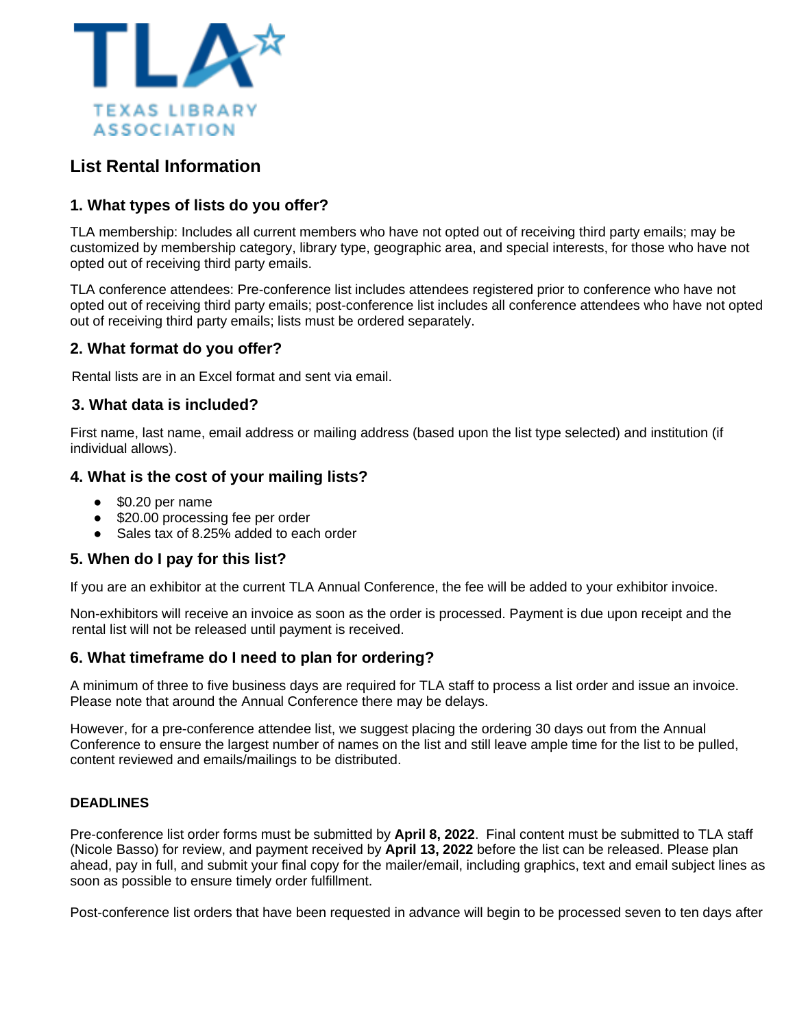TLA
TEXAS LIBRARY ASSOCIATION

## List Rental Information

### 1. What types of lists do you offer?

TLA membership: Includes all current members who have not opted out of receiving third party emails; may be customized by membership category, library type, geographic area, and special interests, for those who have not opted out of receiving third party emails.

TLA conference attendees: Pre-conference list includes attendees registered prior to conference who have not opted out of receiving third party emails; post-conference list includes all conference attendees who have not opted out of receiving third party emails; lists must be ordered separately.

### 2. What format do you offer?

Rental lists are in an Excel format and sent via email.

### 3. What data is included?

First name, last name, email address or mailing address (based upon the list type selected) and institution (if individual allows).

### 4. What is the cost of your mailing lists?

- $0.20 per name
- $20.00 processing fee per order
- Sales tax of 8.25% added to each order

### 5. When do I pay for this list?

If you are an exhibitor at the current TLA Annual Conference, the fee will be added to your exhibitor invoice.

Non-exhibitors will receive an invoice as soon as the order is processed. Payment is due upon receipt and the rental list will not be released until payment is received.

### 6. What timeframe do I need to plan for ordering?

A minimum of three to five business days are required for TLA staff to process a list order and issue an invoice. Please note that around the Annual Conference there may be delays.

However, for a pre-conference attendee list, we suggest placing the ordering 30 days out from the Annual Conference to ensure the largest number of names on the list and still leave ample time for the list to be pulled, content reviewed and emails/mailings to be distributed.

**DEADLINES**

Pre-conference list order forms must be submitted by **April 8, 2022**. Final content must be submitted to TLA staff (Nicole Basso) for review, and payment received by **April 13, 2022** before the list can be released. Please plan ahead, pay in full, and submit your final copy for the mailer/email, including graphics, text and email subject lines as soon as possible to ensure timely order fulfillment.

Post-conference list orders that have been requested in advance will begin to be processed seven to ten days after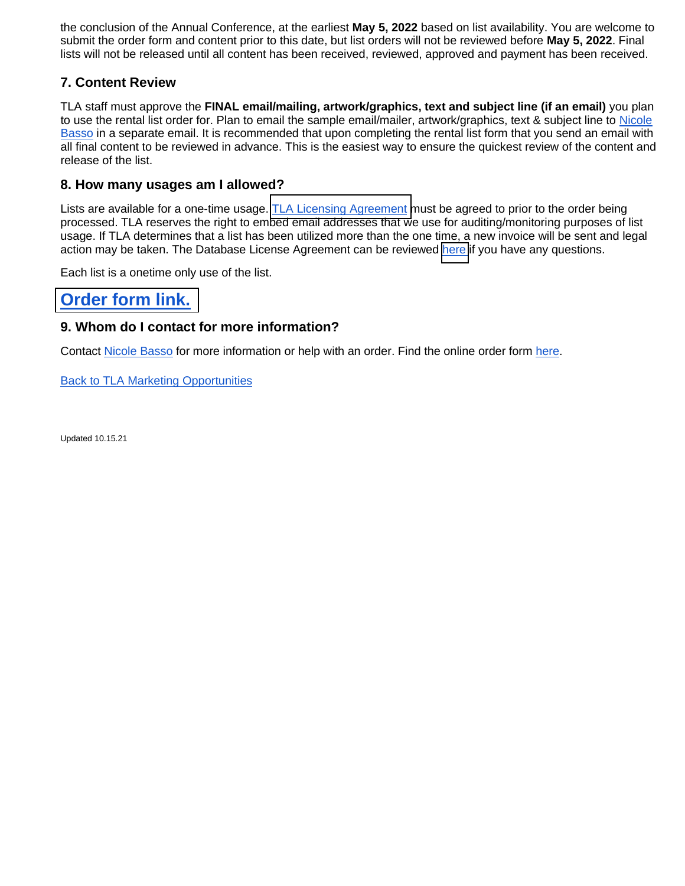the conclusion of the Annual Conference, at the earliest **May 5, 2022** based on list availability. You are welcome to submit the order form and content prior to this date, but list orders will not be reviewed before **May 5, 2022**. Final lists will not be released until all content has been received, reviewed, approved and payment has been received.

### 7. Content Review

TLA staff must approve the **FINAL email/mailing, artwork/graphics, text and subject line (if an email)** you plan to use the rental list order for. Plan to email the sample email/mailer, artwork/graphics, text & subject line to Nicole Basso in a separate email. It is recommended that upon completing the rental list form that you send an email with all final content to be reviewed in advance. This is the easiest way to ensure the quickest review of the content and release of the list.

### 8. How many usages am I allowed?

Lists are available for a one-time usage. TLA Licensing Agreement must be agreed to prior to the order being processed. TLA reserves the right to embed email addresses that we use for auditing/monitoring purposes of list usage. If TLA determines that a list has been utilized more than the one time, a new invoice will be sent and legal action may be taken. The Database License Agreement can be reviewed here if you have any questions.

Each list is a onetime only use of the list.

## Order form link.

### 9. Whom do I contact for more information?

Contact Nicole Basso for more information or help with an order. Find the online order form here.

Back to TLA Marketing Opportunities

Updated 10.15.21